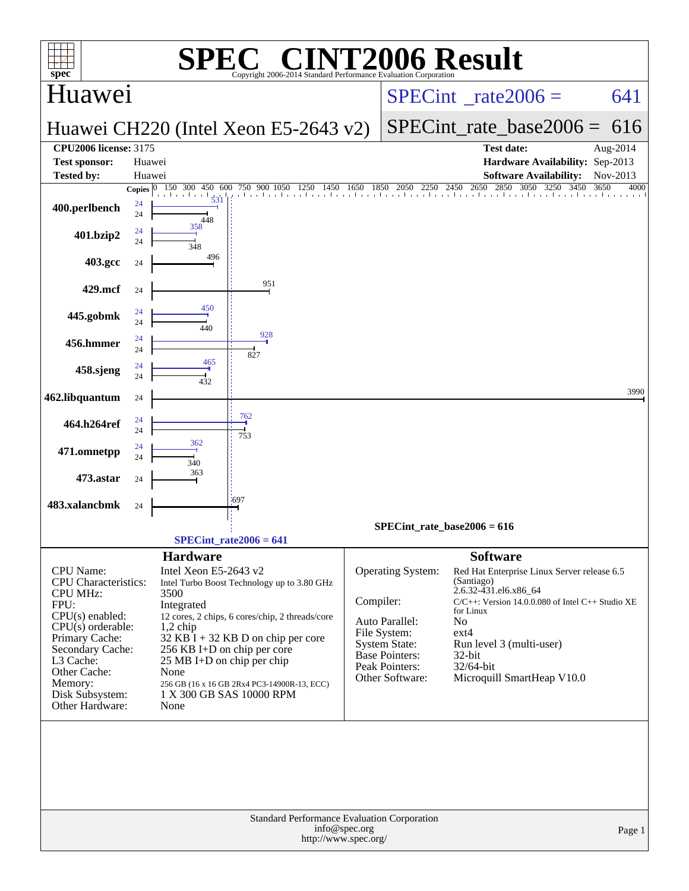# SPEC® CINT2006 Result

Copyright 2006-2014 Standard Performance Evaluation Corporation

## Huawei

**Huawei CH220 (Intel Xeon E5-2643 v2)**

SPECint_rate2006 = 641

SPECint_rate_base2006 = 616

| | | | |
|---|---|---|---|
| **CPU2006 license:** 3175 | | **Test date:** | Aug-2014 |
| **Test sponsor:** | Huawei | **Hardware Availability:** | Sep-2013 |
| **Tested by:** | Huawei | **Software Availability:** | Nov-2013 |

| Benchmark | Copies (peak) | Copies (base) | Peak | Base |
|---|---|---|---|---|
| 400.perlbench | 24 | 24 | 531 | 448 |
| 401.bzip2 | 24 | 24 | 358 | 348 |
| 403.gcc | | 24 | | 496 |
| 429.mcf | | 24 | | 951 |
| 445.gobmk | 24 | 24 | 450 | 440 |
| 456.hmmer | 24 | 24 | 928 | 827 |
| 458.sjeng | 24 | 24 | 465 | 432 |
| 462.libquantum | | 24 | | 3990 |
| 464.h264ref | 24 | 24 | 762 | 753 |
| 471.omnetpp | 24 | 24 | 362 | 340 |
| 473.astar | | 24 | | 363 |
| 483.xalancbmk | | 24 | | 697 |

SPECint_rate_base2006 = 616

SPECint_rate2006 = 641

### Hardware

| | |
|---|---|
| CPU Name: | Intel Xeon E5-2643 v2 |
| CPU Characteristics: | Intel Turbo Boost Technology up to 3.80 GHz |
| CPU MHz: | 3500 |
| FPU: | Integrated |
| CPU(s) enabled: | 12 cores, 2 chips, 6 cores/chip, 2 threads/core |
| CPU(s) orderable: | 1,2 chip |
| Primary Cache: | 32 KB I + 32 KB D on chip per core |
| Secondary Cache: | 256 KB I+D on chip per core |
| L3 Cache: | 25 MB I+D on chip per chip |
| Other Cache: | None |
| Memory: | 256 GB (16 x 16 GB 2Rx4 PC3-14900R-13, ECC) |
| Disk Subsystem: | 1 X 300 GB SAS 10000 RPM |
| Other Hardware: | None |

### Software

| | |
|---|---|
| Operating System: | Red Hat Enterprise Linux Server release 6.5 (Santiago) 2.6.32-431.el6.x86_64 |
| Compiler: | C/C++: Version 14.0.0.080 of Intel C++ Studio XE for Linux |
| Auto Parallel: | No |
| File System: | ext4 |
| System State: | Run level 3 (multi-user) |
| Base Pointers: | 32-bit |
| Peak Pointers: | 32/64-bit |
| Other Software: | Microquill SmartHeap V10.0 |

Standard Performance Evaluation Corporation
info@spec.org
http://www.spec.org/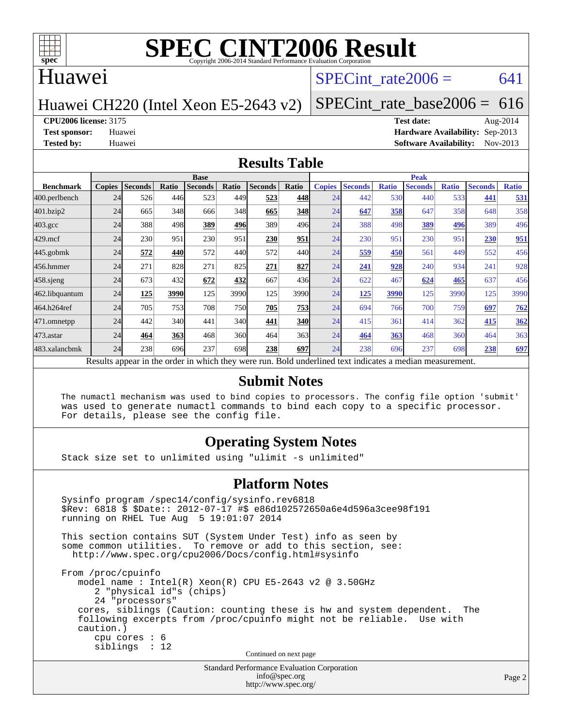# SPEC CINT2006 Result

Copyright 2006-2014 Standard Performance Evaluation Corporation

## Huawei

**Huawei CH220 (Intel Xeon E5-2643 v2)**

SPECint_rate2006 = 641

SPECint_rate_base2006 = 616

**CPU2006 license:** 3175
**Test sponsor:** Huawei
**Tested by:** Huawei

**Test date:** Aug-2014
**Hardware Availability:** Sep-2013
**Software Availability:** Nov-2013

## Results Table

| | Base | | | | | | | | Peak | | | | | | |
|---|---|---|---|---|---|---|---|---|---|---|---|---|---|---|---|
| **Benchmark** | **Copies** | **Seconds** | **Ratio** | **Seconds** | **Ratio** | **Seconds** | **Ratio** | **Copies** | **Seconds** | **Ratio** | **Seconds** | **Ratio** | **Seconds** | **Ratio** |
| 400.perlbench | 24 | 526 | 446 | 523 | 449 | **523** | **448** | 24 | 442 | 530 | 440 | 533 | **441** | **531** |
| 401.bzip2 | 24 | 665 | 348 | 666 | 348 | **665** | **348** | 24 | **647** | **358** | 647 | 358 | 648 | 358 |
| 403.gcc | 24 | 388 | 498 | **389** | **496** | 389 | 496 | 24 | 388 | 498 | **389** | **496** | 389 | 496 |
| 429.mcf | 24 | 230 | 951 | 230 | 951 | **230** | **951** | 24 | 230 | 951 | 230 | 951 | **230** | **951** |
| 445.gobmk | 24 | **572** | **440** | 572 | 440 | 572 | 440 | 24 | **559** | **450** | 561 | 449 | 552 | 456 |
| 456.hmmer | 24 | 271 | 828 | 271 | 825 | **271** | **827** | 24 | **241** | **928** | 240 | 934 | 241 | 928 |
| 458.sjeng | 24 | 673 | 432 | **672** | **432** | 667 | 436 | 24 | 622 | 467 | **624** | **465** | 637 | 456 |
| 462.libquantum | 24 | **125** | **3990** | 125 | 3990 | 125 | 3990 | 24 | **125** | **3990** | 125 | 3990 | 125 | 3990 |
| 464.h264ref | 24 | 705 | 753 | 708 | 750 | **705** | **753** | 24 | 694 | 766 | 700 | 759 | **697** | **762** |
| 471.omnetpp | 24 | 442 | 340 | 441 | 340 | **441** | **340** | 24 | 415 | 361 | 414 | 362 | **415** | **362** |
| 473.astar | 24 | **464** | **363** | 468 | 360 | 464 | 363 | 24 | **464** | **363** | 468 | 360 | 464 | 363 |
| 483.xalancbmk | 24 | 238 | 696 | 237 | 698 | **238** | **697** | 24 | 238 | 696 | 237 | 698 | **238** | **697** |

Results appear in the order in which they were run. Bold underlined text indicates a median measurement.

## Submit Notes

```
The numactl mechanism was used to bind copies to processors. The config file option 'submit'
was used to generate numactl commands to bind each copy to a specific processor.
For details, please see the config file.
```

## Operating System Notes

```
Stack size set to unlimited using "ulimit -s unlimited"
```

## Platform Notes

```
Sysinfo program /spec14/config/sysinfo.rev6818
$Rev: 6818 $ $Date:: 2012-07-17 #$ e86d102572650a6e4d596a3cee98f191
running on RHEL Tue Aug  5 19:01:07 2014

This section contains SUT (System Under Test) info as seen by
some common utilities.  To remove or add to this section, see:
  http://www.spec.org/cpu2006/Docs/config.html#sysinfo

From /proc/cpuinfo
   model name : Intel(R) Xeon(R) CPU E5-2643 v2 @ 3.50GHz
      2 "physical id"s (chips)
      24 "processors"
   cores, siblings (Caution: counting these is hw and system dependent.  The
   following excerpts from /proc/cpuinfo might not be reliable.  Use with
   caution.)
      cpu cores : 6
      siblings  : 12
```

Continued on next page

Standard Performance Evaluation Corporation
info@spec.org
http://www.spec.org/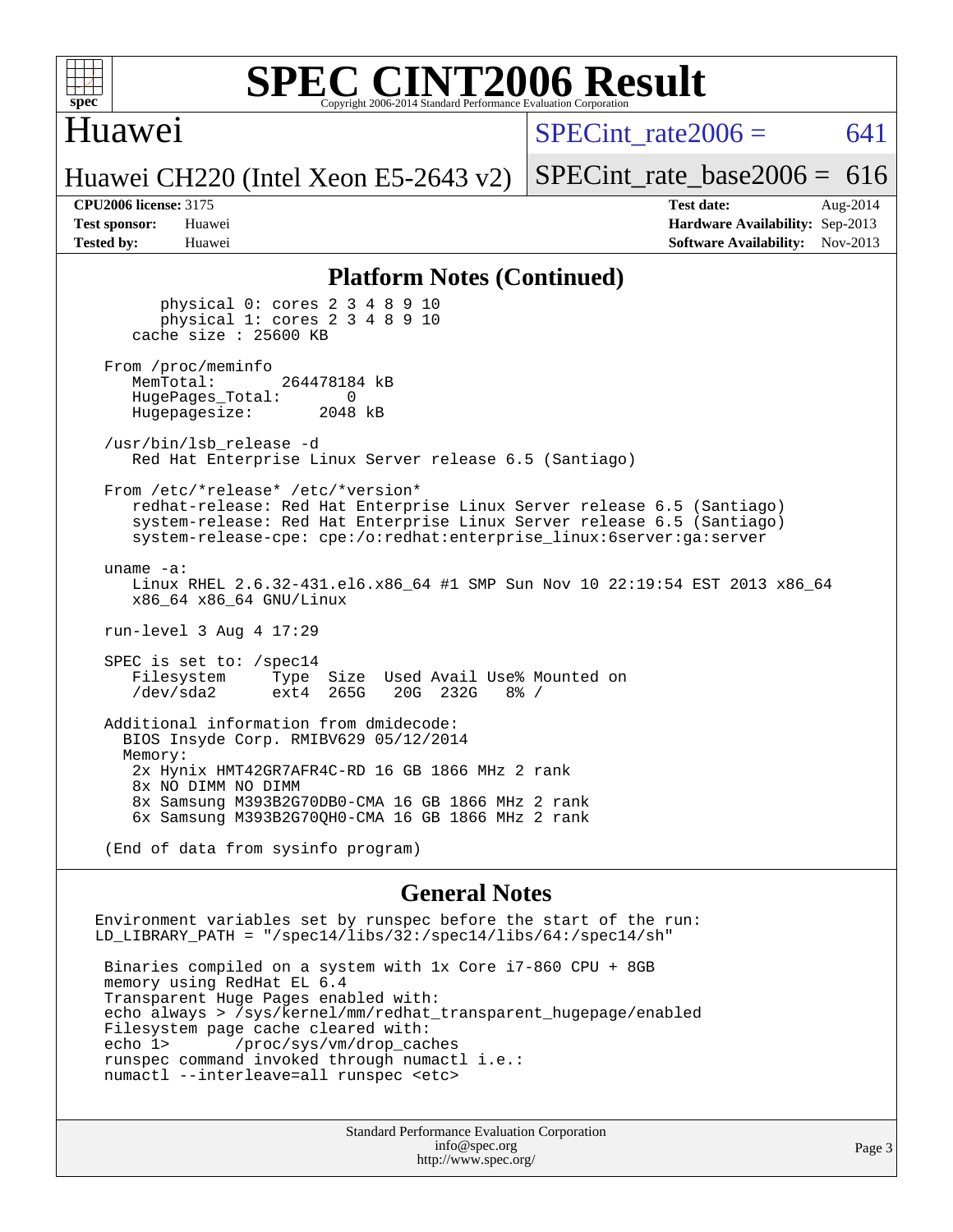# SPEC CINT2006 Result

Copyright 2006-2014 Standard Performance Evaluation Corporation

## Huawei

Huawei CH220 (Intel Xeon E5-2643 v2)

SPECint_rate2006 = 641

SPECint_rate_base2006 = 616

**CPU2006 license:** 3175
**Test sponsor:** Huawei
**Tested by:** Huawei

**Test date:** Aug-2014
**Hardware Availability:** Sep-2013
**Software Availability:** Nov-2013

### Platform Notes (Continued)

```
        physical 0: cores 2 3 4 8 9 10
        physical 1: cores 2 3 4 8 9 10
    cache size : 25600 KB

 From /proc/meminfo
    MemTotal:       264478184 kB
    HugePages_Total:       0
    Hugepagesize:       2048 kB

 /usr/bin/lsb_release -d
    Red Hat Enterprise Linux Server release 6.5 (Santiago)

 From /etc/*release* /etc/*version*
    redhat-release: Red Hat Enterprise Linux Server release 6.5 (Santiago)
    system-release: Red Hat Enterprise Linux Server release 6.5 (Santiago)
    system-release-cpe: cpe:/o:redhat:enterprise_linux:6server:ga:server

 uname -a:
    Linux RHEL 2.6.32-431.el6.x86_64 #1 SMP Sun Nov 10 22:19:54 EST 2013 x86_64
    x86_64 x86_64 GNU/Linux

 run-level 3 Aug 4 17:29

 SPEC is set to: /spec14
    Filesystem     Type  Size  Used Avail Use% Mounted on
    /dev/sda2      ext4  265G   20G  232G   8% /

 Additional information from dmidecode:
   BIOS Insyde Corp. RMIBV629 05/12/2014
   Memory:
    2x Hynix HMT42GR7AFR4C-RD 16 GB 1866 MHz 2 rank
    8x NO DIMM NO DIMM
    8x Samsung M393B2G70DB0-CMA 16 GB 1866 MHz 2 rank
    6x Samsung M393B2G70QH0-CMA 16 GB 1866 MHz 2 rank

 (End of data from sysinfo program)
```

### General Notes

```
Environment variables set by runspec before the start of the run:
LD_LIBRARY_PATH = "/spec14/libs/32:/spec14/libs/64:/spec14/sh"

 Binaries compiled on a system with 1x Core i7-860 CPU + 8GB
 memory using RedHat EL 6.4
 Transparent Huge Pages enabled with:
 echo always > /sys/kernel/mm/redhat_transparent_hugepage/enabled
 Filesystem page cache cleared with:
 echo 1>       /proc/sys/vm/drop_caches
 runspec command invoked through numactl i.e.:
 numactl --interleave=all runspec <etc>
```

Standard Performance Evaluation Corporation
info@spec.org
http://www.spec.org/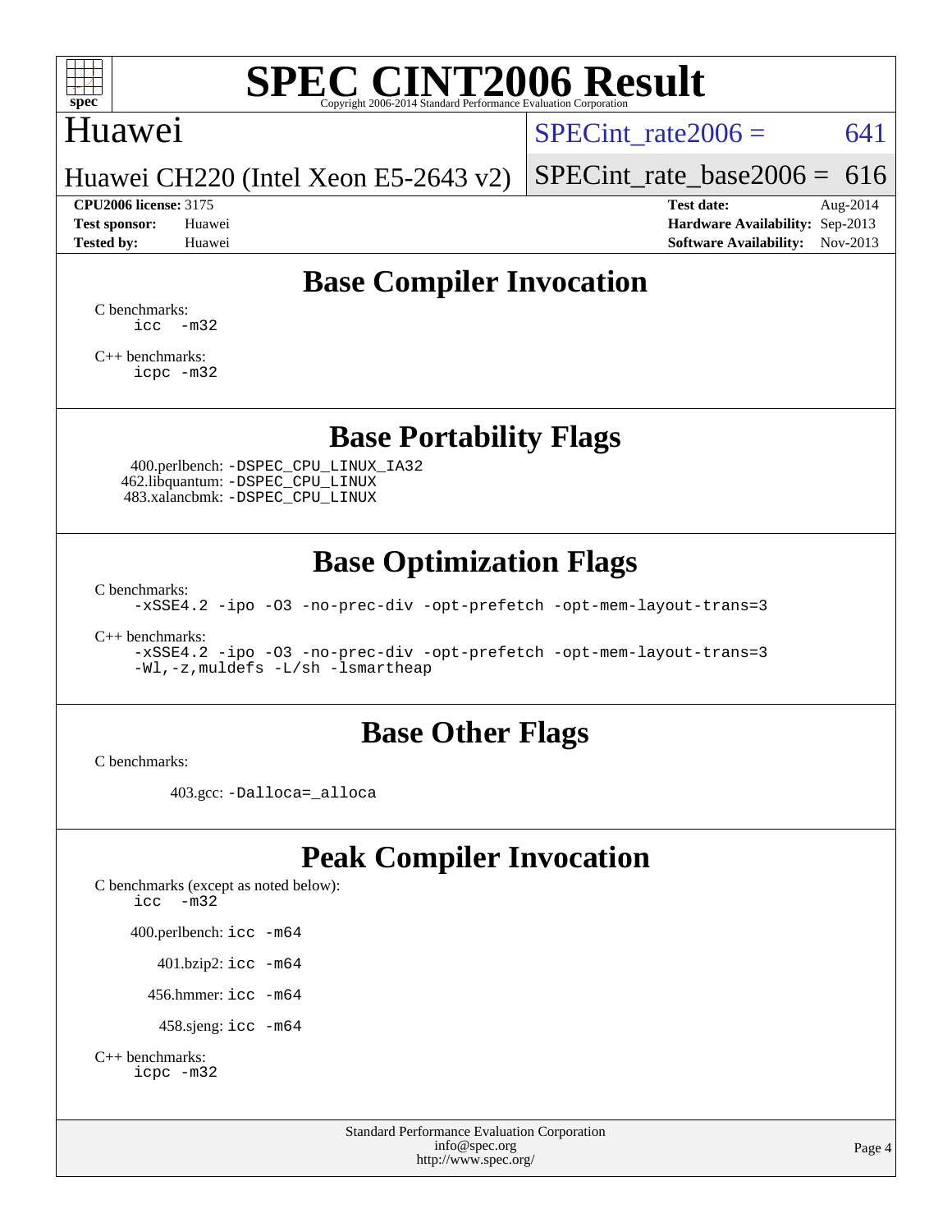# SPEC CINT2006 Result

Copyright 2006-2014 Standard Performance Evaluation Corporation

## Huawei

Huawei CH220 (Intel Xeon E5-2643 v2)

SPECint_rate2006 = 641

SPECint_rate_base2006 = 616

**CPU2006 license:** 3175
**Test sponsor:** Huawei
**Tested by:** Huawei

**Test date:** Aug-2014
**Hardware Availability:** Sep-2013
**Software Availability:** Nov-2013

## Base Compiler Invocation

C benchmarks:

```
icc -m32
```

C++ benchmarks:

```
icpc -m32
```

## Base Portability Flags

400.perlbench: `-DSPEC_CPU_LINUX_IA32`
462.libquantum: `-DSPEC_CPU_LINUX`
483.xalancbmk: `-DSPEC_CPU_LINUX`

## Base Optimization Flags

C benchmarks:

```
-xSSE4.2 -ipo -O3 -no-prec-div -opt-prefetch -opt-mem-layout-trans=3
```

C++ benchmarks:

```
-xSSE4.2 -ipo -O3 -no-prec-div -opt-prefetch -opt-mem-layout-trans=3
-Wl,-z,muldefs -L/sh -lsmartheap
```

## Base Other Flags

C benchmarks:

403.gcc: `-Dalloca=_alloca`

## Peak Compiler Invocation

C benchmarks (except as noted below):

```
icc -m32
```

400.perlbench: `icc -m64`

401.bzip2: `icc -m64`

456.hmmer: `icc -m64`

458.sjeng: `icc -m64`

C++ benchmarks:

```
icpc -m32
```

Standard Performance Evaluation Corporation
info@spec.org
http://www.spec.org/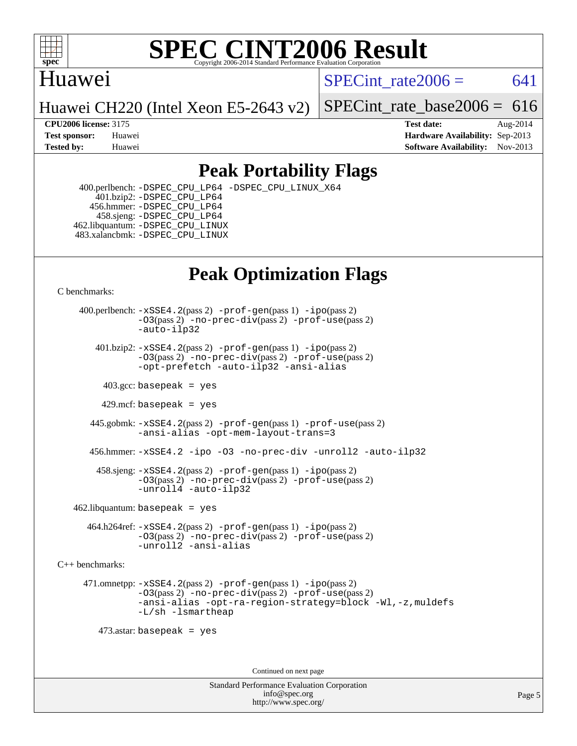# SPEC CINT2006 Result

Copyright 2006-2014 Standard Performance Evaluation Corporation

**Huawei**

**Huawei CH220 (Intel Xeon E5-2643 v2)**

SPECint_rate2006 = 641

SPECint_rate_base2006 = 616

| | | | |
|---|---|---|---|
| **CPU2006 license:** 3175 | | **Test date:** | Aug-2014 |
| **Test sponsor:** | Huawei | **Hardware Availability:** | Sep-2013 |
| **Tested by:** | Huawei | **Software Availability:** | Nov-2013 |

## Peak Portability Flags

400.perlbench: `-DSPEC_CPU_LP64 -DSPEC_CPU_LINUX_X64`
401.bzip2: `-DSPEC_CPU_LP64`
456.hmmer: `-DSPEC_CPU_LP64`
458.sjeng: `-DSPEC_CPU_LP64`
462.libquantum: `-DSPEC_CPU_LINUX`
483.xalancbmk: `-DSPEC_CPU_LINUX`

## Peak Optimization Flags

C benchmarks:

400.perlbench: `-xSSE4.2`(pass 2) `-prof-gen`(pass 1) `-ipo`(pass 2) `-O3`(pass 2) `-no-prec-div`(pass 2) `-prof-use`(pass 2) `-auto-ilp32`

401.bzip2: `-xSSE4.2`(pass 2) `-prof-gen`(pass 1) `-ipo`(pass 2) `-O3`(pass 2) `-no-prec-div`(pass 2) `-prof-use`(pass 2) `-opt-prefetch -auto-ilp32 -ansi-alias`

403.gcc: `basepeak = yes`

429.mcf: `basepeak = yes`

445.gobmk: `-xSSE4.2`(pass 2) `-prof-gen`(pass 1) `-prof-use`(pass 2) `-ansi-alias -opt-mem-layout-trans=3`

456.hmmer: `-xSSE4.2 -ipo -O3 -no-prec-div -unroll2 -auto-ilp32`

458.sjeng: `-xSSE4.2`(pass 2) `-prof-gen`(pass 1) `-ipo`(pass 2) `-O3`(pass 2) `-no-prec-div`(pass 2) `-prof-use`(pass 2) `-unroll4 -auto-ilp32`

462.libquantum: `basepeak = yes`

464.h264ref: `-xSSE4.2`(pass 2) `-prof-gen`(pass 1) `-ipo`(pass 2) `-O3`(pass 2) `-no-prec-div`(pass 2) `-prof-use`(pass 2) `-unroll2 -ansi-alias`

C++ benchmarks:

471.omnetpp: `-xSSE4.2`(pass 2) `-prof-gen`(pass 1) `-ipo`(pass 2) `-O3`(pass 2) `-no-prec-div`(pass 2) `-prof-use`(pass 2) `-ansi-alias -opt-ra-region-strategy=block -Wl,-z,muldefs -L/sh -lsmartheap`

473.astar: `basepeak = yes`

Continued on next page

Standard Performance Evaluation Corporation
info@spec.org
http://www.spec.org/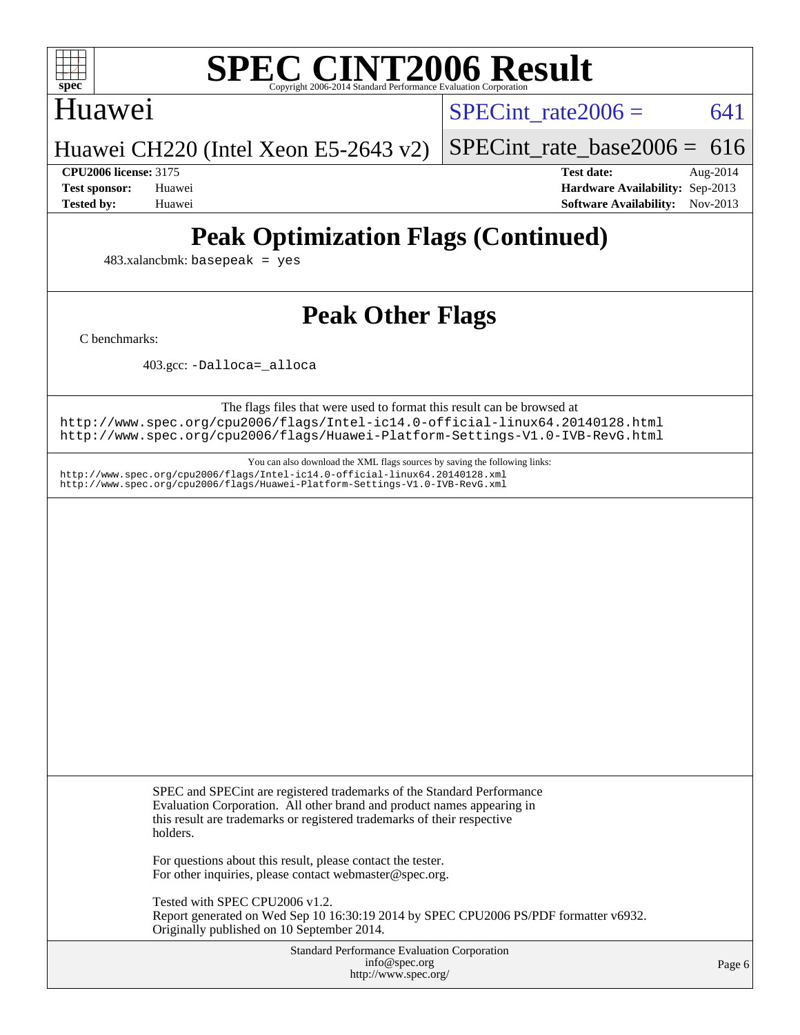# Peak Optimization Flags (Continued)

483.xalancbmk: basepeak = yes

# Peak Other Flags

C benchmarks:

403.gcc: -Dalloca=_alloca

The flags files that were used to format this result can be browsed at
http://www.spec.org/cpu2006/flags/Intel-ic14.0-official-linux64.20140128.html
http://www.spec.org/cpu2006/flags/Huawei-Platform-Settings-V1.0-IVB-RevG.html

You can also download the XML flags sources by saving the following links:
http://www.spec.org/cpu2006/flags/Intel-ic14.0-official-linux64.20140128.xml
http://www.spec.org/cpu2006/flags/Huawei-Platform-Settings-V1.0-IVB-RevG.xml

SPEC and SPECint are registered trademarks of the Standard Performance Evaluation Corporation. All other brand and product names appearing in this result are trademarks or registered trademarks of their respective holders.

For questions about this result, please contact the tester.
For other inquiries, please contact webmaster@spec.org.

Tested with SPEC CPU2006 v1.2.
Report generated on Wed Sep 10 16:30:19 2014 by SPEC CPU2006 PS/PDF formatter v6932.
Originally published on 10 September 2014.